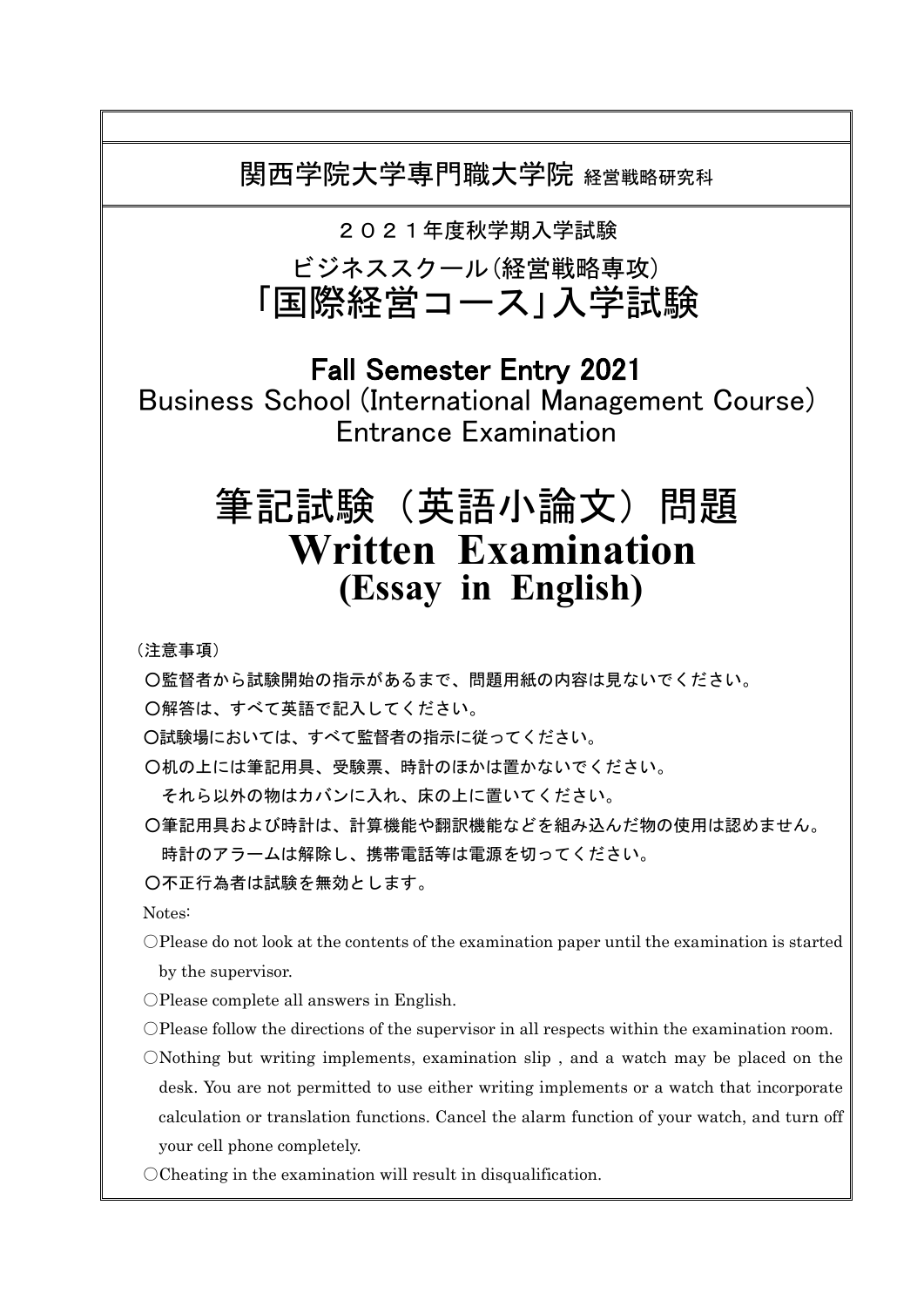関西学院大学専門職大学院 経営戦略研究科

２０２１年度秋学期入学試験

ビジネススクール(経営戦略専攻)

# 「国際経営コース」入学試験

## Fall Semester Entry 2021

Business School (International Management Course)
Entrance Examination

# 筆記試験（英語小論文）問題

# Written Examination
## (Essay in English)

（注意事項）

○監督者から試験開始の指示があるまで、問題用紙の内容は見ないでください。

○解答は、すべて英語で記入してください。

○試験場においては、すべて監督者の指示に従ってください。

○机の上には筆記用具、受験票、時計のほかは置かないでください。
　それら以外の物はカバンに入れ、床の上に置いてください。

○筆記用具および時計は、計算機能や翻訳機能などを組み込んだ物の使用は認めません。
　時計のアラームは解除し、携帯電話等は電源を切ってください。

○不正行為者は試験を無効とします。

Notes:

○Please do not look at the contents of the examination paper until the examination is started by the supervisor.

○Please complete all answers in English.

○Please follow the directions of the supervisor in all respects within the examination room.

○Nothing but writing implements, examination slip , and a watch may be placed on the desk. You are not permitted to use either writing implements or a watch that incorporate calculation or translation functions. Cancel the alarm function of your watch, and turn off your cell phone completely.

○Cheating in the examination will result in disqualification.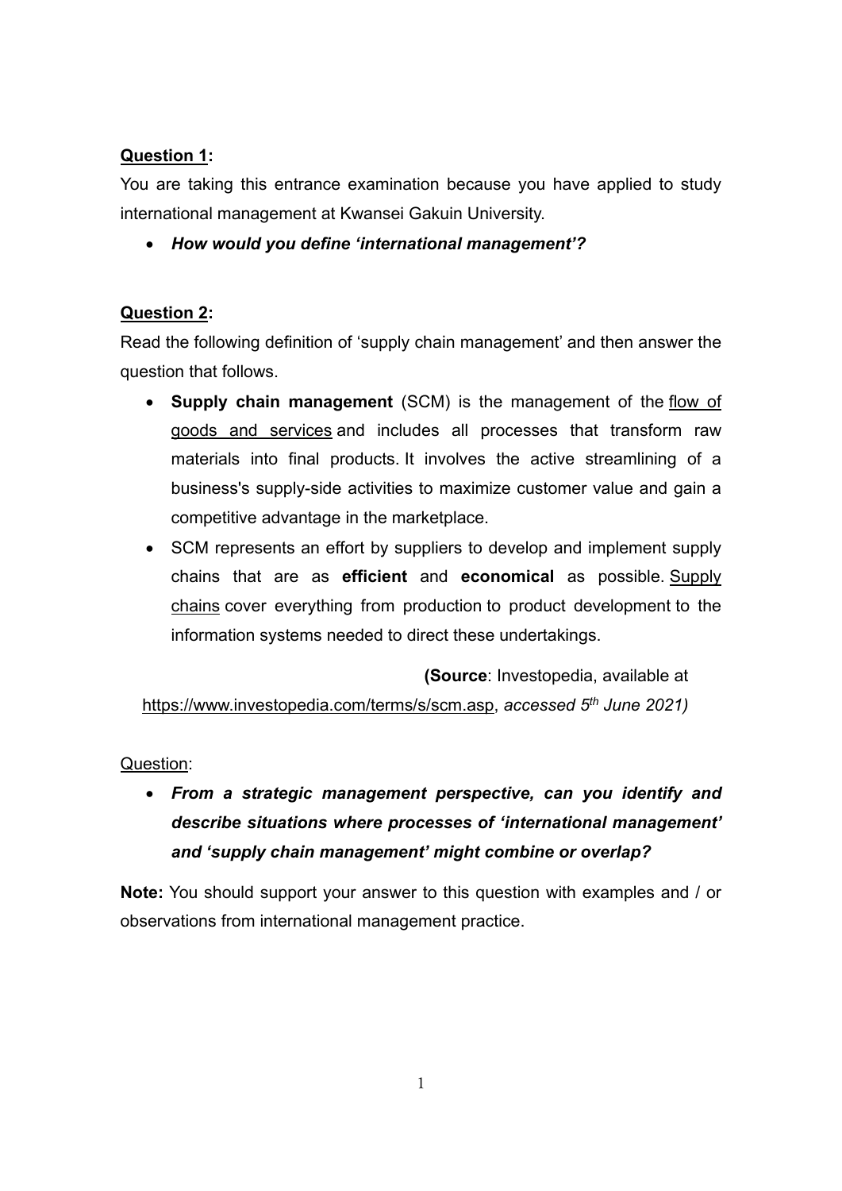**<u>Question 1</u>:**

You are taking this entrance examination because you have applied to study international management at Kwansei Gakuin University.

- ***How would you define 'international management'?***

**<u>Question 2</u>:**

Read the following definition of 'supply chain management' and then answer the question that follows.

- **Supply chain management** (SCM) is the management of the <u>flow of goods and services</u> and includes all processes that transform raw materials into final products. It involves the active streamlining of a business's supply-side activities to maximize customer value and gain a competitive advantage in the marketplace.
- SCM represents an effort by suppliers to develop and implement supply chains that are as **efficient** and **economical** as possible. <u>Supply chains</u> cover everything from production to product development to the information systems needed to direct these undertakings.

**(Source**: Investopedia, available at <u>https://www.investopedia.com/terms/s/scm.asp</u>, *accessed 5th June 2021)*

<u>Question</u>:

- ***From a strategic management perspective, can you identify and describe situations where processes of 'international management' and 'supply chain management' might combine or overlap?***

**Note:** You should support your answer to this question with examples and / or observations from international management practice.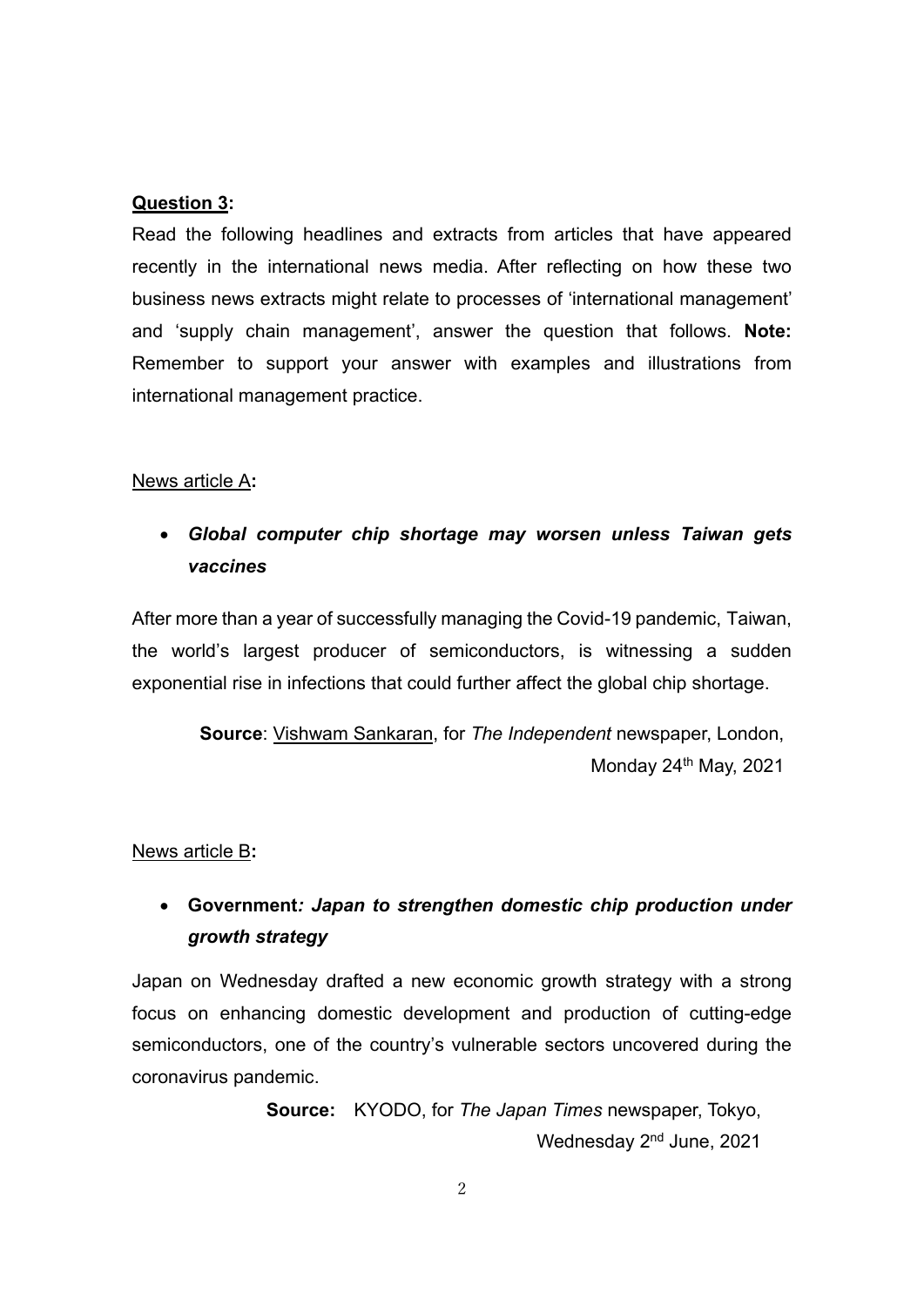**<u>Question 3</u>:**

Read the following headlines and extracts from articles that have appeared recently in the international news media. After reflecting on how these two business news extracts might relate to processes of 'international management' and 'supply chain management', answer the question that follows. **Note:** Remember to support your answer with examples and illustrations from international management practice.

<u>News article A</u>**:**

- ***Global computer chip shortage may worsen unless Taiwan gets vaccines***

After more than a year of successfully managing the Covid-19 pandemic, Taiwan, the world's largest producer of semiconductors, is witnessing a sudden exponential rise in infections that could further affect the global chip shortage.

**Source**: <u>Vishwam Sankaran</u>, for *The Independent* newspaper, London, Monday 24th May, 2021

<u>News article B</u>**:**

- **Government*: Japan to strengthen domestic chip production under growth strategy***

Japan on Wednesday drafted a new economic growth strategy with a strong focus on enhancing domestic development and production of cutting-edge semiconductors, one of the country's vulnerable sectors uncovered during the coronavirus pandemic.

**Source:** KYODO, for *The Japan Times* newspaper, Tokyo, Wednesday 2nd June, 2021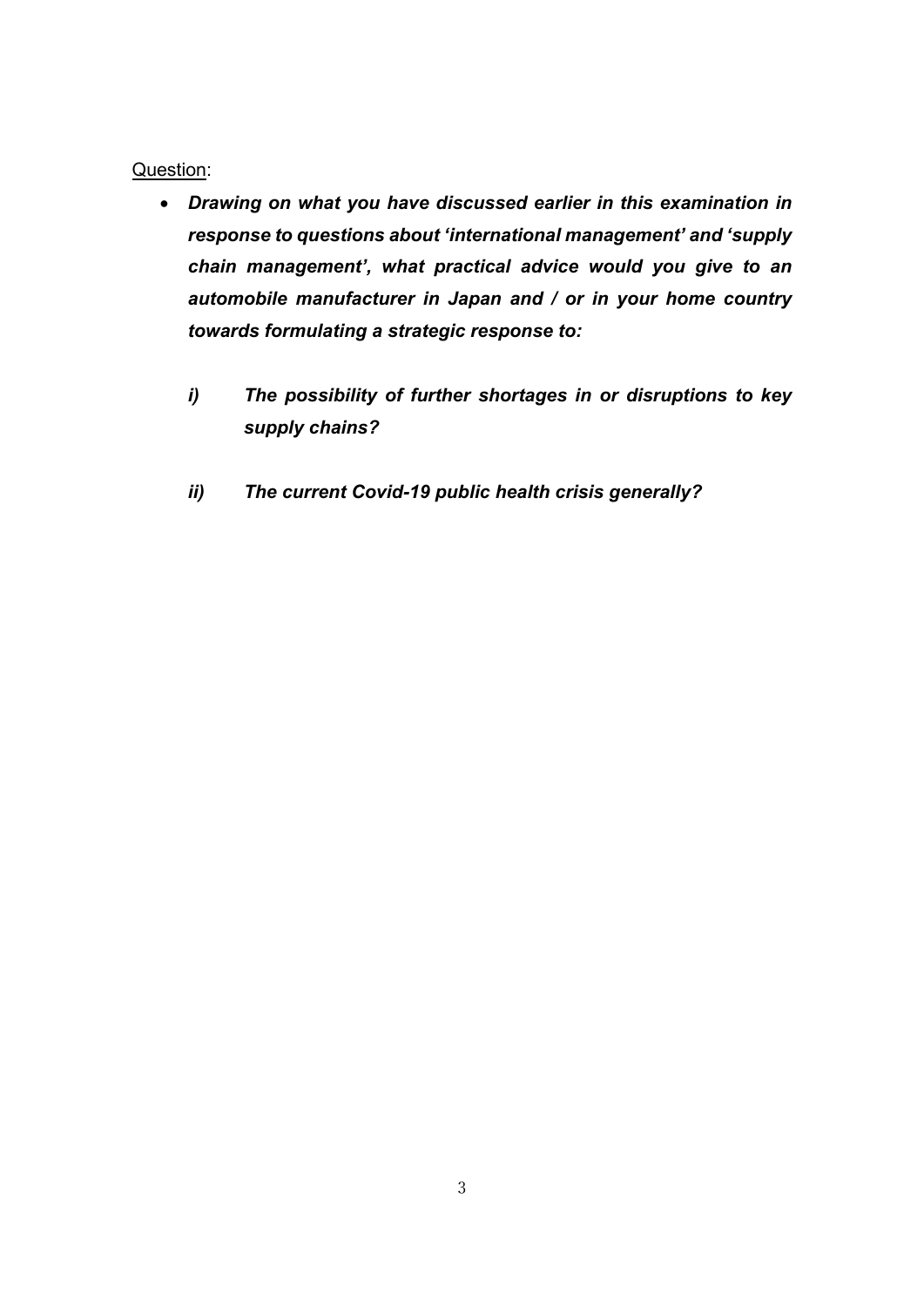<u>Question</u>:

- ***Drawing on what you have discussed earlier in this examination in response to questions about 'international management' and 'supply chain management', what practical advice would you give to an automobile manufacturer in Japan and / or in your home country towards formulating a strategic response to:***

  ***i) The possibility of further shortages in or disruptions to key supply chains?***

  ***ii) The current Covid-19 public health crisis generally?***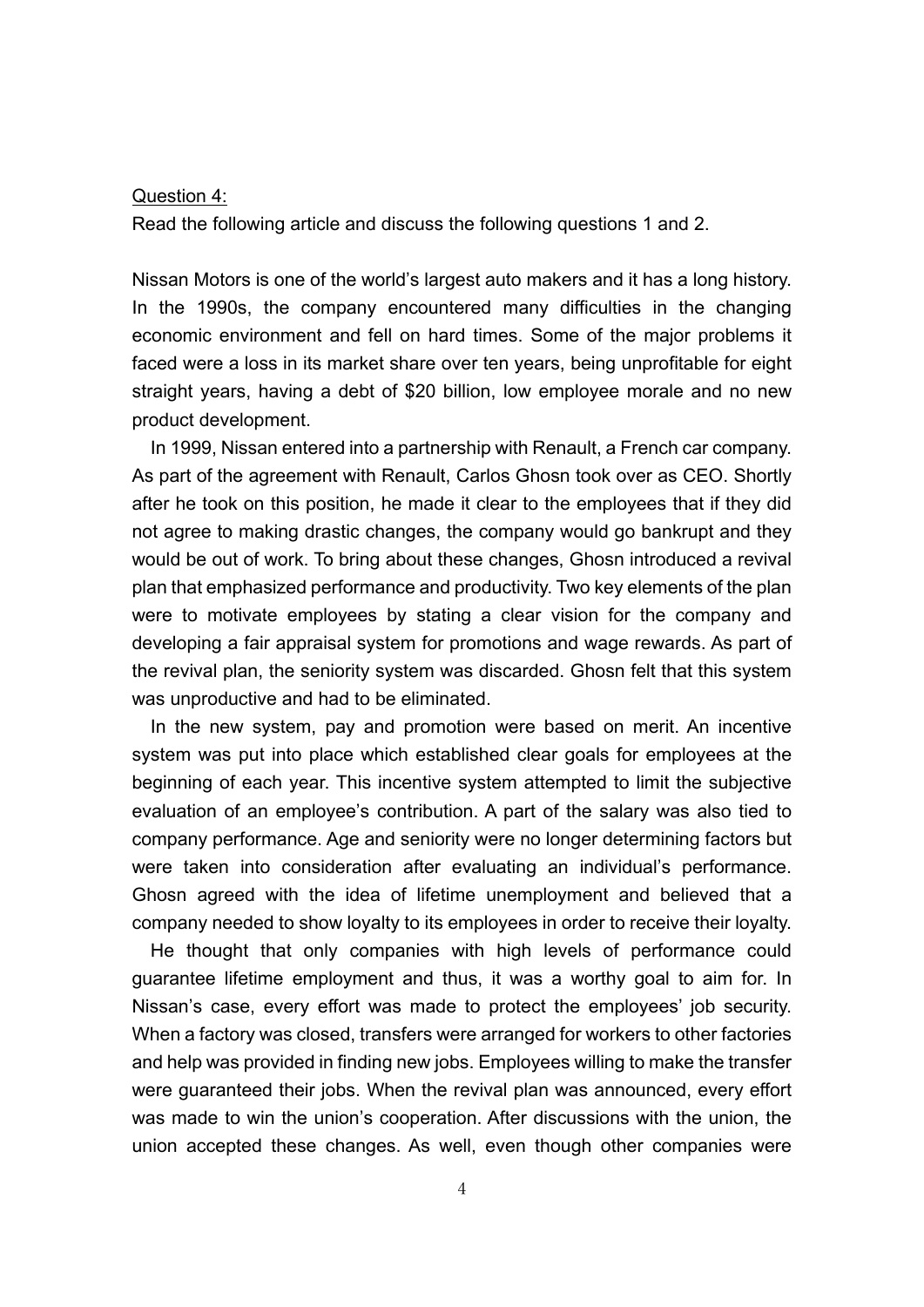Question 4:

Read the following article and discuss the following questions 1 and 2.

Nissan Motors is one of the world's largest auto makers and it has a long history. In the 1990s, the company encountered many difficulties in the changing economic environment and fell on hard times. Some of the major problems it faced were a loss in its market share over ten years, being unprofitable for eight straight years, having a debt of $20 billion, low employee morale and no new product development.

In 1999, Nissan entered into a partnership with Renault, a French car company. As part of the agreement with Renault, Carlos Ghosn took over as CEO. Shortly after he took on this position, he made it clear to the employees that if they did not agree to making drastic changes, the company would go bankrupt and they would be out of work. To bring about these changes, Ghosn introduced a revival plan that emphasized performance and productivity. Two key elements of the plan were to motivate employees by stating a clear vision for the company and developing a fair appraisal system for promotions and wage rewards. As part of the revival plan, the seniority system was discarded. Ghosn felt that this system was unproductive and had to be eliminated.

In the new system, pay and promotion were based on merit. An incentive system was put into place which established clear goals for employees at the beginning of each year. This incentive system attempted to limit the subjective evaluation of an employee's contribution. A part of the salary was also tied to company performance. Age and seniority were no longer determining factors but were taken into consideration after evaluating an individual's performance. Ghosn agreed with the idea of lifetime unemployment and believed that a company needed to show loyalty to its employees in order to receive their loyalty.

He thought that only companies with high levels of performance could guarantee lifetime employment and thus, it was a worthy goal to aim for. In Nissan's case, every effort was made to protect the employees' job security. When a factory was closed, transfers were arranged for workers to other factories and help was provided in finding new jobs. Employees willing to make the transfer were guaranteed their jobs. When the revival plan was announced, every effort was made to win the union's cooperation. After discussions with the union, the union accepted these changes. As well, even though other companies were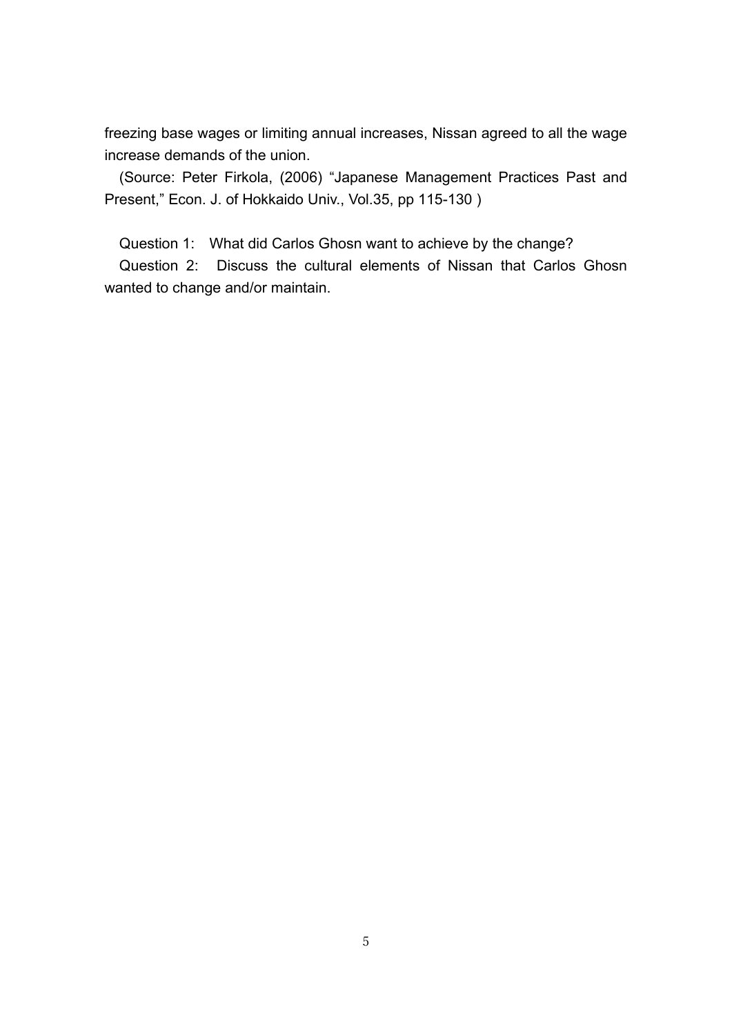freezing base wages or limiting annual increases, Nissan agreed to all the wage increase demands of the union.

(Source: Peter Firkola, (2006) "Japanese Management Practices Past and Present," Econ. J. of Hokkaido Univ., Vol.35, pp 115-130 )

Question 1: What did Carlos Ghosn want to achieve by the change?

Question 2: Discuss the cultural elements of Nissan that Carlos Ghosn wanted to change and/or maintain.